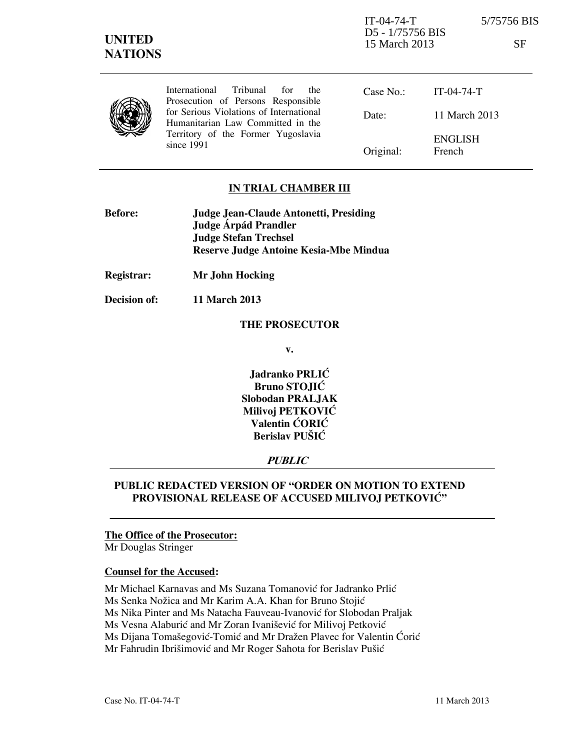IT-04-74-T 5/75756 BIS
D5 - 1/75756 BIS
15 March 2013 SF

**UNITED NATIONS**

International Tribunal for the Prosecution of Persons Responsible for Serious Violations of International Humanitarian Law Committed in the Territory of the Former Yugoslavia since 1991

| | |
|---|---|
| Case No.: | IT-04-74-T |
| Date: | 11 March 2013 |
| Original: | ENGLISH<br>French |

**IN TRIAL CHAMBER III**

**Before:** **Judge Jean-Claude Antonetti, Presiding**
**Judge Árpád Prandler**
**Judge Stefan Trechsel**
**Reserve Judge Antoine Kesia-Mbe Mindua**

**Registrar:** **Mr John Hocking**

**Decision of:** **11 March 2013**

**THE PROSECUTOR**

**v.**

**Jadranko PRLIĆ**
**Bruno STOJIĆ**
**Slobodan PRALJAK**
**Milivoj PETKOVIĆ**
**Valentin ĆORIĆ**
**Berislav PUŠIĆ**

***PUBLIC***

**PUBLIC REDACTED VERSION OF "ORDER ON MOTION TO EXTEND PROVISIONAL RELEASE OF ACCUSED MILIVOJ PETKOVIĆ"**

**The Office of the Prosecutor:**
Mr Douglas Stringer

**Counsel for the Accused:**

Mr Michael Karnavas and Ms Suzana Tomanović for Jadranko Prlić
Ms Senka Nožica and Mr Karim A.A. Khan for Bruno Stojić
Ms Nika Pinter and Ms Natacha Fauveau-Ivanović for Slobodan Praljak
Ms Vesna Alaburić and Mr Zoran Ivanišević for Milivoj Petković
Ms Dijana Tomašegović-Tomić and Mr Dražen Plavec for Valentin Ćorić
Mr Fahrudin Ibrišimović and Mr Roger Sahota for Berislav Pušić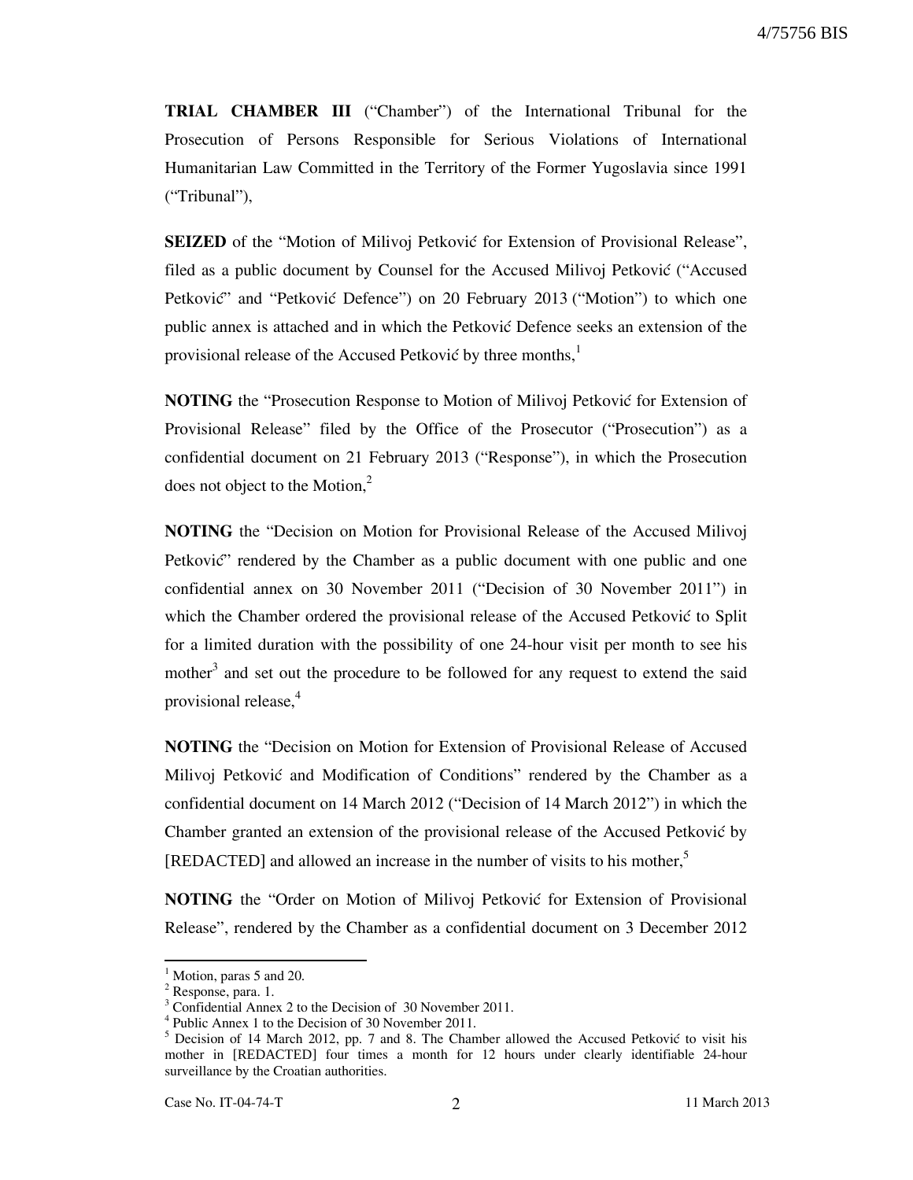**TRIAL CHAMBER III** ("Chamber") of the International Tribunal for the Prosecution of Persons Responsible for Serious Violations of International Humanitarian Law Committed in the Territory of the Former Yugoslavia since 1991 ("Tribunal"),

**SEIZED** of the "Motion of Milivoj Petković for Extension of Provisional Release", filed as a public document by Counsel for the Accused Milivoj Petković ("Accused Petković" and "Petković Defence") on 20 February 2013 ("Motion") to which one public annex is attached and in which the Petković Defence seeks an extension of the provisional release of the Accused Petković by three months,[1]

**NOTING** the "Prosecution Response to Motion of Milivoj Petković for Extension of Provisional Release" filed by the Office of the Prosecutor ("Prosecution") as a confidential document on 21 February 2013 ("Response"), in which the Prosecution does not object to the Motion,[2]

**NOTING** the "Decision on Motion for Provisional Release of the Accused Milivoj Petković" rendered by the Chamber as a public document with one public and one confidential annex on 30 November 2011 ("Decision of 30 November 2011") in which the Chamber ordered the provisional release of the Accused Petković to Split for a limited duration with the possibility of one 24-hour visit per month to see his mother[3] and set out the procedure to be followed for any request to extend the said provisional release,[4]

**NOTING** the "Decision on Motion for Extension of Provisional Release of Accused Milivoj Petković and Modification of Conditions" rendered by the Chamber as a confidential document on 14 March 2012 ("Decision of 14 March 2012") in which the Chamber granted an extension of the provisional release of the Accused Petković by [REDACTED] and allowed an increase in the number of visits to his mother,[5]

**NOTING** the "Order on Motion of Milivoj Petković for Extension of Provisional Release", rendered by the Chamber as a confidential document on 3 December 2012

---

[1] Motion, paras 5 and 20.

[2] Response, para. 1.

[3] Confidential Annex 2 to the Decision of 30 November 2011.

[4] Public Annex 1 to the Decision of 30 November 2011.

[5] Decision of 14 March 2012, pp. 7 and 8. The Chamber allowed the Accused Petković to visit his mother in [REDACTED] four times a month for 12 hours under clearly identifiable 24-hour surveillance by the Croatian authorities.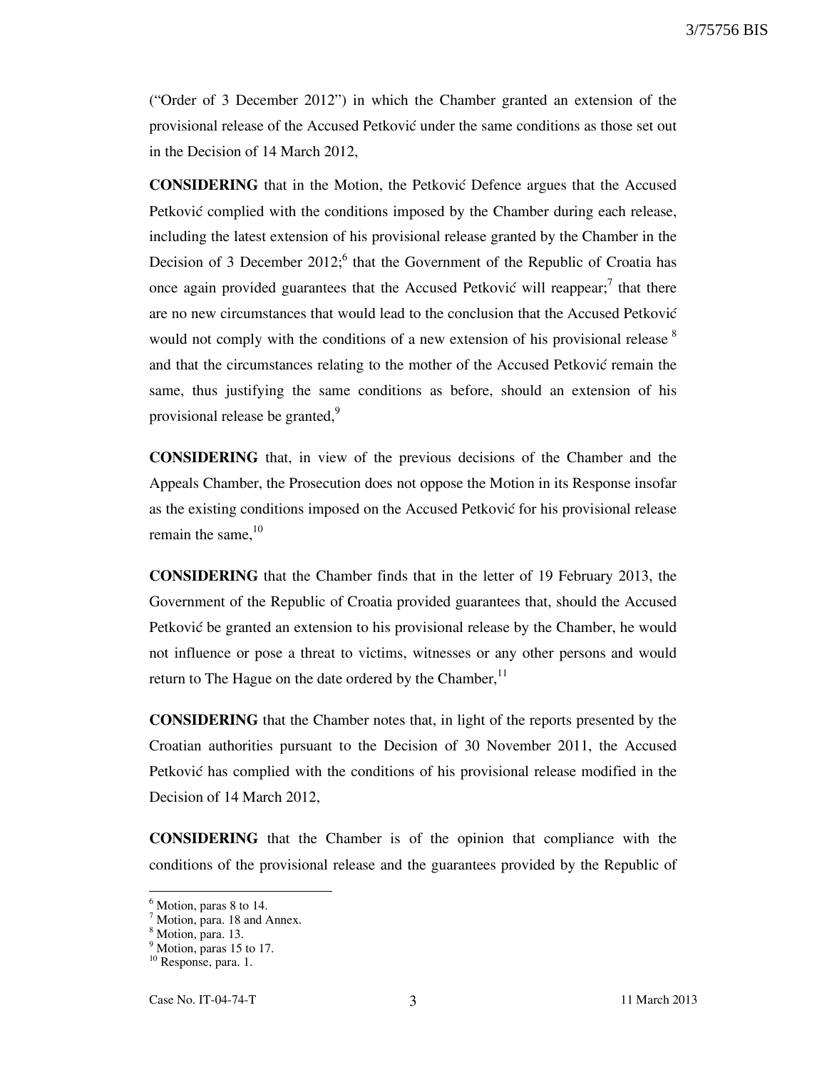("Order of 3 December 2012") in which the Chamber granted an extension of the provisional release of the Accused Petković under the same conditions as those set out in the Decision of 14 March 2012,

**CONSIDERING** that in the Motion, the Petković Defence argues that the Accused Petković complied with the conditions imposed by the Chamber during each release, including the latest extension of his provisional release granted by the Chamber in the Decision of 3 December 2012;[6] that the Government of the Republic of Croatia has once again provided guarantees that the Accused Petković will reappear;[7] that there are no new circumstances that would lead to the conclusion that the Accused Petković would not comply with the conditions of a new extension of his provisional release [8] and that the circumstances relating to the mother of the Accused Petković remain the same, thus justifying the same conditions as before, should an extension of his provisional release be granted,[9]

**CONSIDERING** that, in view of the previous decisions of the Chamber and the Appeals Chamber, the Prosecution does not oppose the Motion in its Response insofar as the existing conditions imposed on the Accused Petković for his provisional release remain the same,[10]

**CONSIDERING** that the Chamber finds that in the letter of 19 February 2013, the Government of the Republic of Croatia provided guarantees that, should the Accused Petković be granted an extension to his provisional release by the Chamber, he would not influence or pose a threat to victims, witnesses or any other persons and would return to The Hague on the date ordered by the Chamber,[11]

**CONSIDERING** that the Chamber notes that, in light of the reports presented by the Croatian authorities pursuant to the Decision of 30 November 2011, the Accused Petković has complied with the conditions of his provisional release modified in the Decision of 14 March 2012,

**CONSIDERING** that the Chamber is of the opinion that compliance with the conditions of the provisional release and the guarantees provided by the Republic of

---

[6] Motion, paras 8 to 14.

[7] Motion, para. 18 and Annex.

[8] Motion, para. 13.

[9] Motion, paras 15 to 17.

[10] Response, para. 1.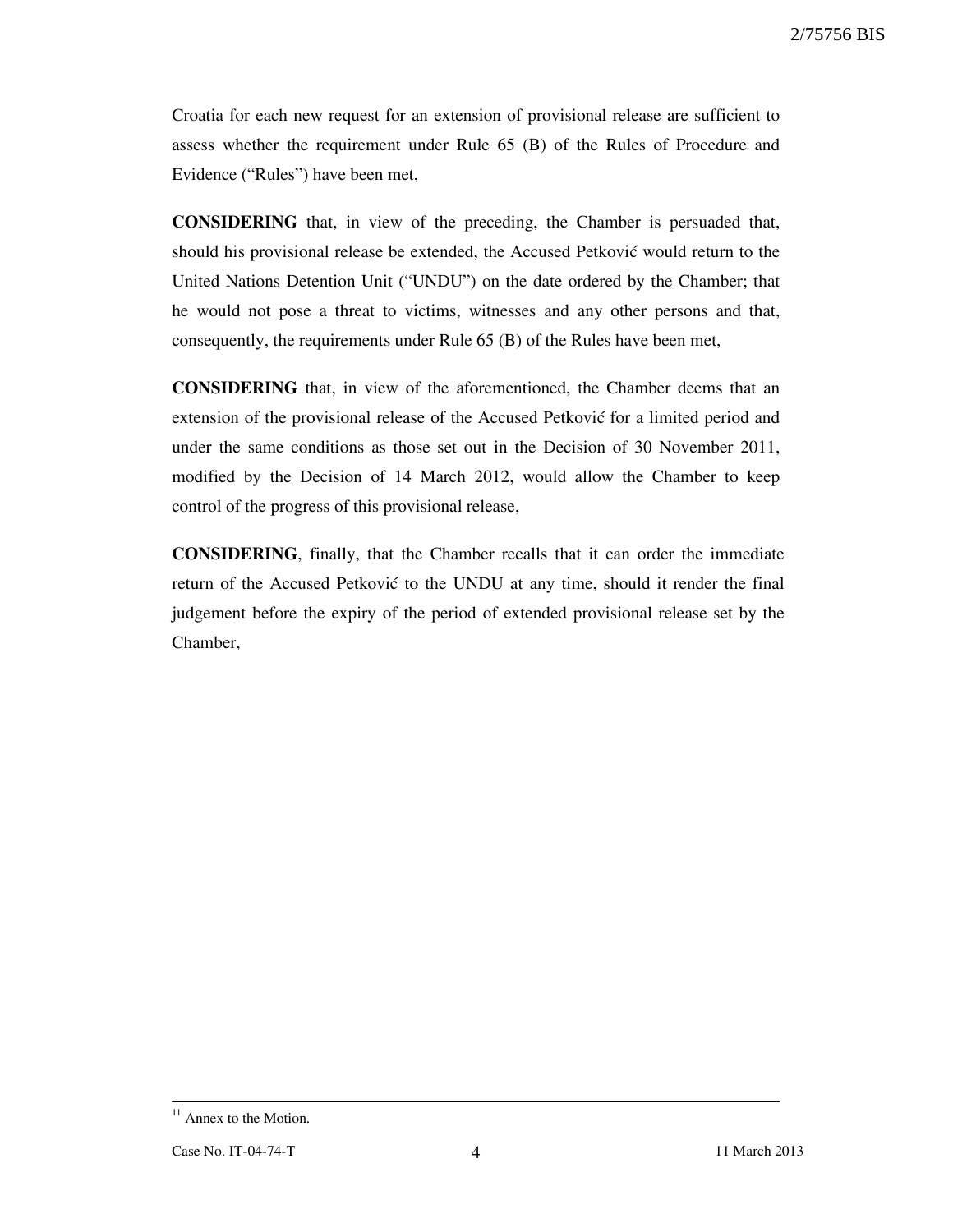Croatia for each new request for an extension of provisional release are sufficient to assess whether the requirement under Rule 65 (B) of the Rules of Procedure and Evidence ("Rules") have been met,

**CONSIDERING** that, in view of the preceding, the Chamber is persuaded that, should his provisional release be extended, the Accused Petković would return to the United Nations Detention Unit ("UNDU") on the date ordered by the Chamber; that he would not pose a threat to victims, witnesses and any other persons and that, consequently, the requirements under Rule 65 (B) of the Rules have been met,

**CONSIDERING** that, in view of the aforementioned, the Chamber deems that an extension of the provisional release of the Accused Petković for a limited period and under the same conditions as those set out in the Decision of 30 November 2011, modified by the Decision of 14 March 2012, would allow the Chamber to keep control of the progress of this provisional release,

**CONSIDERING**, finally, that the Chamber recalls that it can order the immediate return of the Accused Petković to the UNDU at any time, should it render the final judgement before the expiry of the period of extended provisional release set by the Chamber,

---

[11] Annex to the Motion.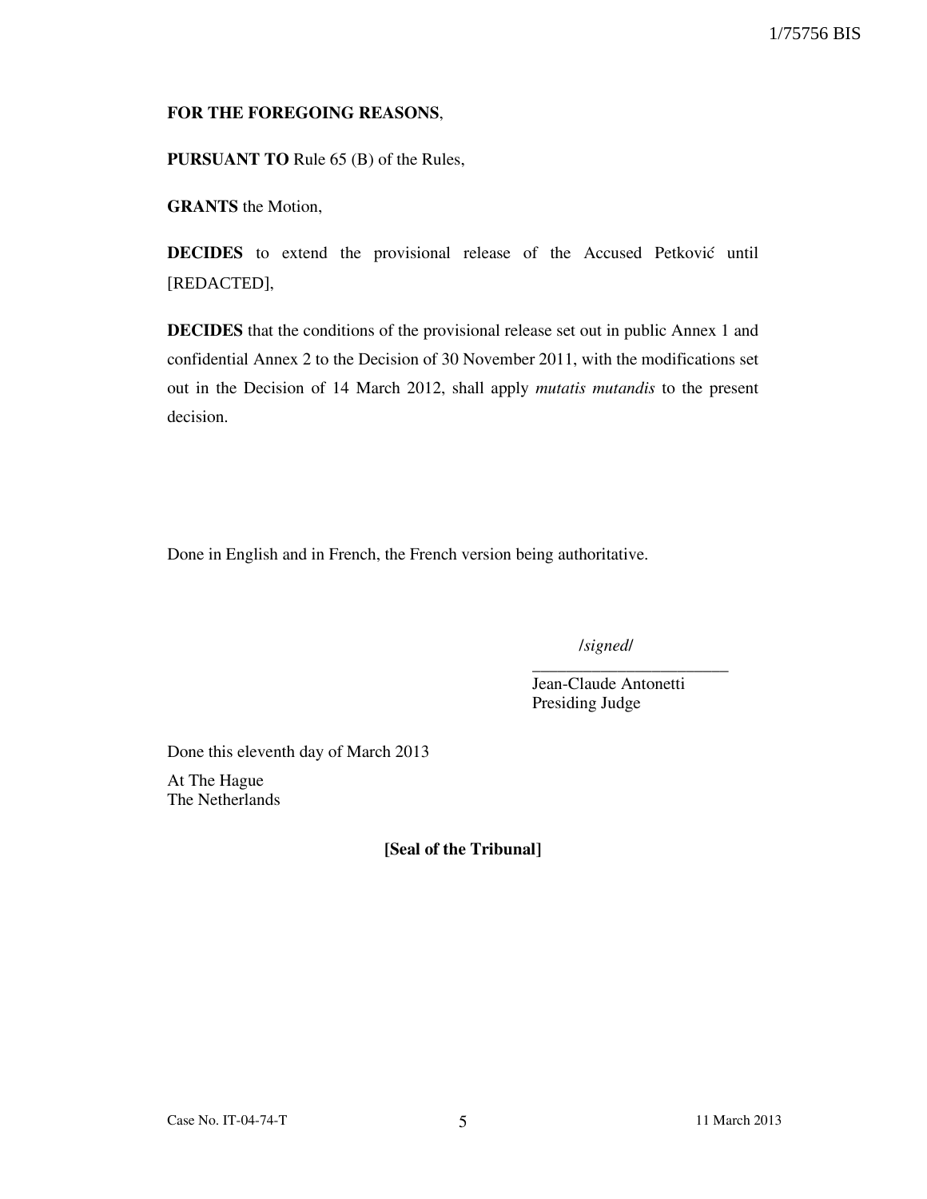**FOR THE FOREGOING REASONS**,

**PURSUANT TO** Rule 65 (B) of the Rules,

**GRANTS** the Motion,

**DECIDES** to extend the provisional release of the Accused Petković until [REDACTED],

**DECIDES** that the conditions of the provisional release set out in public Annex 1 and confidential Annex 2 to the Decision of 30 November 2011, with the modifications set out in the Decision of 14 March 2012, shall apply *mutatis mutandis* to the present decision.

Done in English and in French, the French version being authoritative.

/*signed*/

Jean-Claude Antonetti
Presiding Judge

Done this eleventh day of March 2013

At The Hague
The Netherlands

**[Seal of the Tribunal]**